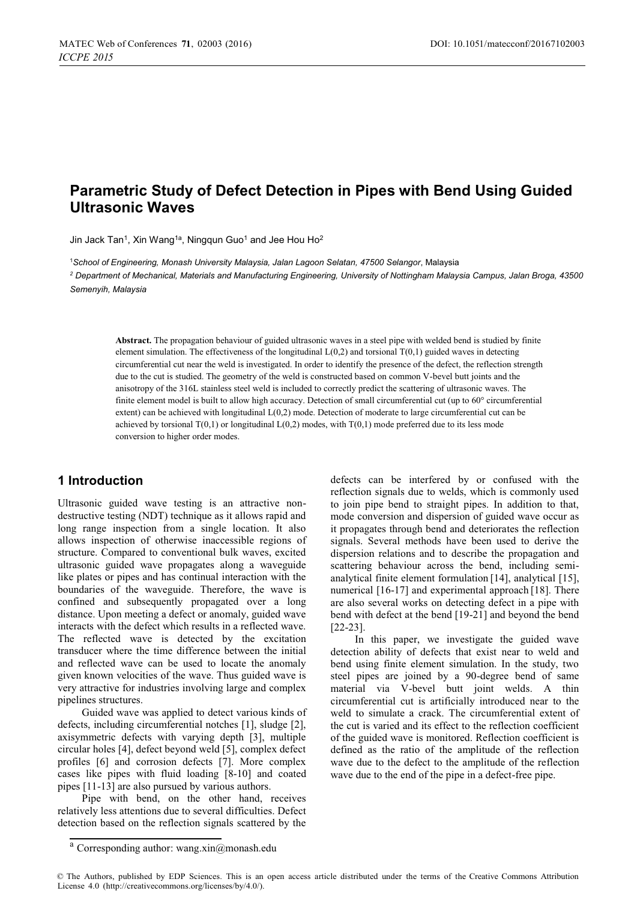# Parametric Study of Defect Detection in Pipes with Bend Using Guided Ultrasonic Waves

Jin Jack Tan[1], Xin Wang[1a], Ningqun Guo[1] and Jee Hou Ho[2]

[1]*School of Engineering, Monash University Malaysia, Jalan Lagoon Selatan, 47500 Selangor*, Malaysia

[2] *Department of Mechanical, Materials and Manufacturing Engineering, University of Nottingham Malaysia Campus, Jalan Broga, 43500 Semenyih, Malaysia*

**Abstract.** The propagation behaviour of guided ultrasonic waves in a steel pipe with welded bend is studied by finite element simulation. The effectiveness of the longitudinal L(0,2) and torsional T(0,1) guided waves in detecting circumferential cut near the weld is investigated. In order to identify the presence of the defect, the reflection strength due to the cut is studied. The geometry of the weld is constructed based on common V-bevel butt joints and the anisotropy of the 316L stainless steel weld is included to correctly predict the scattering of ultrasonic waves. The finite element model is built to allow high accuracy. Detection of small circumferential cut (up to 60° circumferential extent) can be achieved with longitudinal L(0,2) mode. Detection of moderate to large circumferential cut can be achieved by torsional T(0,1) or longitudinal L(0,2) modes, with T(0,1) mode preferred due to its less mode conversion to higher order modes.

## 1 Introduction

Ultrasonic guided wave testing is an attractive non-destructive testing (NDT) technique as it allows rapid and long range inspection from a single location. It also allows inspection of otherwise inaccessible regions of structure. Compared to conventional bulk waves, excited ultrasonic guided wave propagates along a waveguide like plates or pipes and has continual interaction with the boundaries of the waveguide. Therefore, the wave is confined and subsequently propagated over a long distance. Upon meeting a defect or anomaly, guided wave interacts with the defect which results in a reflected wave. The reflected wave is detected by the excitation transducer where the time difference between the initial and reflected wave can be used to locate the anomaly given known velocities of the wave. Thus guided wave is very attractive for industries involving large and complex pipelines structures.

Guided wave was applied to detect various kinds of defects, including circumferential notches [1], sludge [2], axisymmetric defects with varying depth [3], multiple circular holes [4], defect beyond weld [5], complex defect profiles [6] and corrosion defects [7]. More complex cases like pipes with fluid loading [8-10] and coated pipes [11-13] are also pursued by various authors.

Pipe with bend, on the other hand, receives relatively less attentions due to several difficulties. Defect detection based on the reflection signals scattered by the defects can be interfered by or confused with the reflection signals due to welds, which is commonly used to join pipe bend to straight pipes. In addition to that, mode conversion and dispersion of guided wave occur as it propagates through bend and deteriorates the reflection signals. Several methods have been used to derive the dispersion relations and to describe the propagation and scattering behaviour across the bend, including semi-analytical finite element formulation [14], analytical [15], numerical [16-17] and experimental approach [18]. There are also several works on detecting defect in a pipe with bend with defect at the bend [19-21] and beyond the bend [22-23].

In this paper, we investigate the guided wave detection ability of defects that exist near to weld and bend using finite element simulation. In the study, two steel pipes are joined by a 90-degree bend of same material via V-bevel butt joint welds. A thin circumferential cut is artificially introduced near to the weld to simulate a crack. The circumferential extent of the cut is varied and its effect to the reflection coefficient of the guided wave is monitored. Reflection coefficient is defined as the ratio of the amplitude of the reflection wave due to the defect to the amplitude of the reflection wave due to the end of the pipe in a defect-free pipe.

[a] Corresponding author: wang.xin@monash.edu

© The Authors, published by EDP Sciences. This is an open access article distributed under the terms of the Creative Commons Attribution License 4.0 (http://creativecommons.org/licenses/by/4.0/).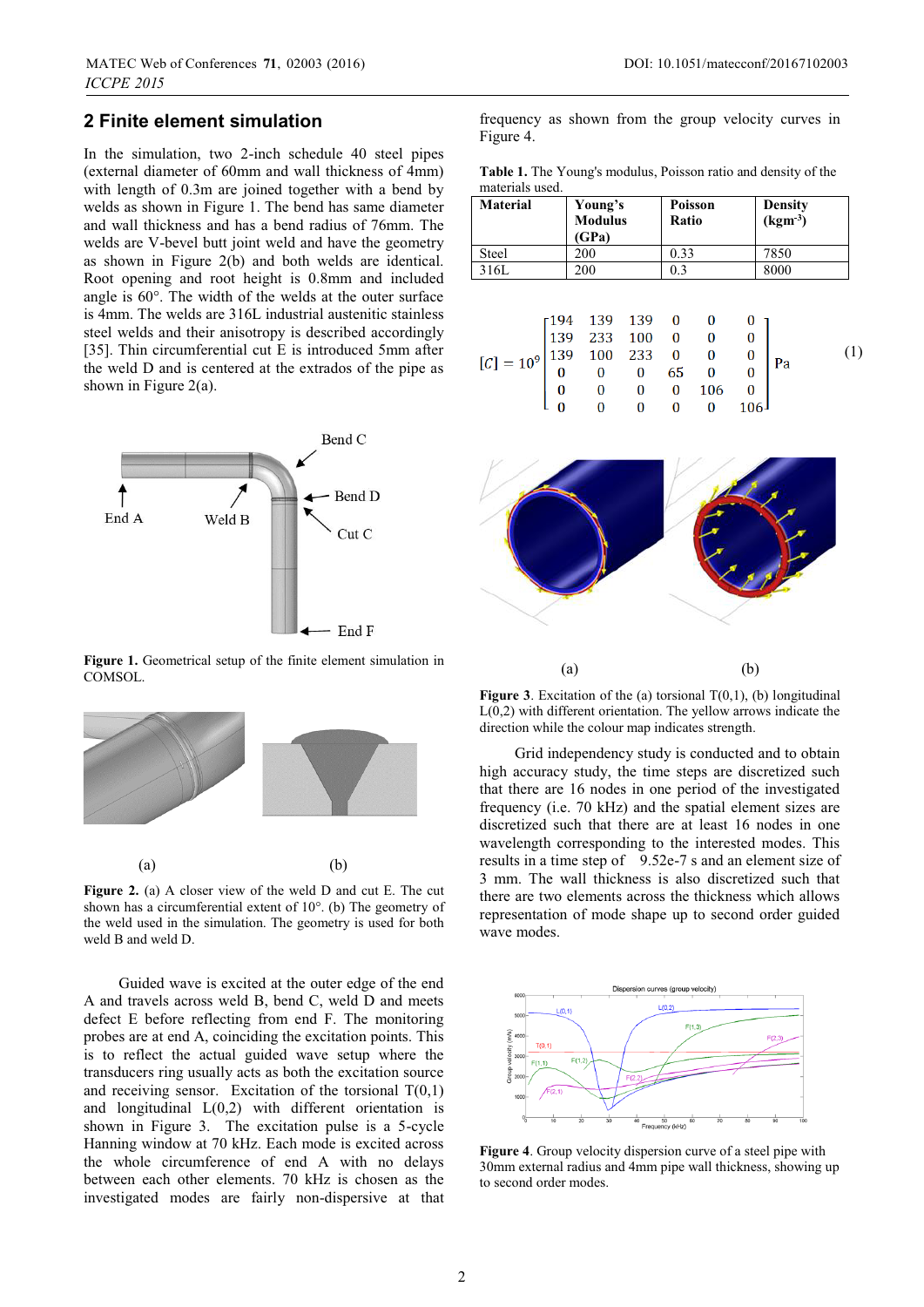## 2 Finite element simulation

In the simulation, two 2-inch schedule 40 steel pipes (external diameter of 60mm and wall thickness of 4mm) with length of 0.3m are joined together with a bend by welds as shown in Figure 1. The bend has same diameter and wall thickness and has a bend radius of 76mm. The welds are V-bevel butt joint weld and have the geometry as shown in Figure 2(b) and both welds are identical. Root opening and root height is 0.8mm and included angle is 60°. The width of the welds at the outer surface is 4mm. The welds are 316L industrial austenitic stainless steel welds and their anisotropy is described accordingly [35]. Thin circumferential cut E is introduced 5mm after the weld D and is centered at the extrados of the pipe as shown in Figure 2(a).

**Figure 1.** Geometrical setup of the finite element simulation in COMSOL.

**Figure 2.** (a) A closer view of the weld D and cut E. The cut shown has a circumferential extent of 10°. (b) The geometry of the weld used in the simulation. The geometry is used for both weld B and weld D.

Guided wave is excited at the outer edge of the end A and travels across weld B, bend C, weld D and meets defect E before reflecting from end F. The monitoring probes are at end A, coinciding the excitation points. This is to reflect the actual guided wave setup where the transducers ring usually acts as both the excitation source and receiving sensor. Excitation of the torsional T(0,1) and longitudinal L(0,2) with different orientation is shown in Figure 3. The excitation pulse is a 5-cycle Hanning window at 70 kHz. Each mode is excited across the whole circumference of end A with no delays between each other elements. 70 kHz is chosen as the investigated modes are fairly non-dispersive at that frequency as shown from the group velocity curves in Figure 4.

**Table 1.** The Young's modulus, Poisson ratio and density of the materials used.

| Material | Young's Modulus (GPa) | Poisson Ratio | Density ($kgm^{-3}$) |
|---|---|---|---|
| Steel | 200 | 0.33 | 7850 |
| 316L | 200 | 0.3 | 8000 |

$$[C] = 10^9 \begin{bmatrix} 194 & 139 & 139 & 0 & 0 & 0 \\ 139 & 233 & 100 & 0 & 0 & 0 \\ 139 & 100 & 233 & 0 & 0 & 0 \\ 0 & 0 & 0 & 65 & 0 & 0 \\ 0 & 0 & 0 & 0 & 106 & 0 \\ 0 & 0 & 0 & 0 & 0 & 106 \end{bmatrix} \text{Pa} \quad (1)$$

**Figure 3**. Excitation of the (a) torsional T(0,1), (b) longitudinal L(0,2) with different orientation. The yellow arrows indicate the direction while the colour map indicates strength.

Grid independency study is conducted and to obtain high accuracy study, the time steps are discretized such that there are 16 nodes in one period of the investigated frequency (i.e. 70 kHz) and the spatial element sizes are discretized such that there are at least 16 nodes in one wavelength corresponding to the interested modes. This results in a time step of 9.52e-7 s and an element size of 3 mm. The wall thickness is also discretized such that there are two elements across the thickness which allows representation of mode shape up to second order guided wave modes.

**Figure 4**. Group velocity dispersion curve of a steel pipe with 30mm external radius and 4mm pipe wall thickness, showing up to second order modes.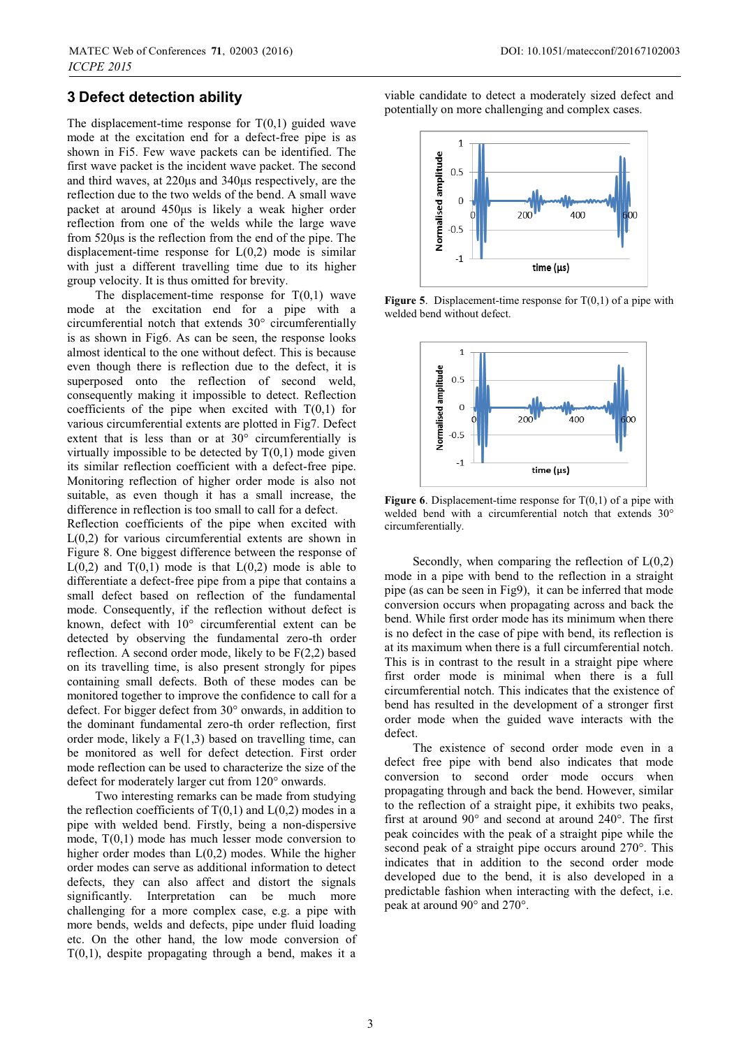## 3 Defect detection ability

The displacement-time response for T(0,1) guided wave mode at the excitation end for a defect-free pipe is as shown in Fi5. Few wave packets can be identified. The first wave packet is the incident wave packet. The second and third waves, at 220µs and 340µs respectively, are the reflection due to the two welds of the bend. A small wave packet at around 450µs is likely a weak higher order reflection from one of the welds while the large wave from 520µs is the reflection from the end of the pipe. The displacement-time response for L(0,2) mode is similar with just a different travelling time due to its higher group velocity. It is thus omitted for brevity.

The displacement-time response for T(0,1) wave mode at the excitation end for a pipe with a circumferential notch that extends 30° circumferentially is as shown in Fig6. As can be seen, the response looks almost identical to the one without defect. This is because even though there is reflection due to the defect, it is superposed onto the reflection of second weld, consequently making it impossible to detect. Reflection coefficients of the pipe when excited with T(0,1) for various circumferential extents are plotted in Fig7. Defect extent that is less than or at 30° circumferentially is virtually impossible to be detected by T(0,1) mode given its similar reflection coefficient with a defect-free pipe. Monitoring reflection of higher order mode is also not suitable, as even though it has a small increase, the difference in reflection is too small to call for a defect. Reflection coefficients of the pipe when excited with L(0,2) for various circumferential extents are shown in Figure 8. One biggest difference between the response of L(0,2) and T(0,1) mode is that L(0,2) mode is able to differentiate a defect-free pipe from a pipe that contains a small defect based on reflection of the fundamental mode. Consequently, if the reflection without defect is known, defect with 10° circumferential extent can be detected by observing the fundamental zero-th order reflection. A second order mode, likely to be F(2,2) based on its travelling time, is also present strongly for pipes containing small defects. Both of these modes can be monitored together to improve the confidence to call for a defect. For bigger defect from 30° onwards, in addition to the dominant fundamental zero-th order reflection, first order mode, likely a F(1,3) based on travelling time, can be monitored as well for defect detection. First order mode reflection can be used to characterize the size of the defect for moderately larger cut from 120° onwards.

Two interesting remarks can be made from studying the reflection coefficients of T(0,1) and L(0,2) modes in a pipe with welded bend. Firstly, being a non-dispersive mode, T(0,1) mode has much lesser mode conversion to higher order modes than L(0,2) modes. While the higher order modes can serve as additional information to detect defects, they can also affect and distort the signals significantly. Interpretation can be much more challenging for a more complex case, e.g. a pipe with more bends, welds and defects, pipe under fluid loading etc. On the other hand, the low mode conversion of T(0,1), despite propagating through a bend, makes it a viable candidate to detect a moderately sized defect and potentially on more challenging and complex cases.

**Figure 5**. Displacement-time response for T(0,1) of a pipe with welded bend without defect.

**Figure 6**. Displacement-time response for T(0,1) of a pipe with welded bend with a circumferential notch that extends 30° circumferentially.

Secondly, when comparing the reflection of L(0,2) mode in a pipe with bend to the reflection in a straight pipe (as can be seen in Fig9), it can be inferred that mode conversion occurs when propagating across and back the bend. While first order mode has its minimum when there is no defect in the case of pipe with bend, its reflection is at its maximum when there is a full circumferential notch. This is in contrast to the result in a straight pipe where first order mode is minimal when there is a full circumferential notch. This indicates that the existence of bend has resulted in the development of a stronger first order mode when the guided wave interacts with the defect.

The existence of second order mode even in a defect free pipe with bend also indicates that mode conversion to second order mode occurs when propagating through and back the bend. However, similar to the reflection of a straight pipe, it exhibits two peaks, first at around 90° and second at around 240°. The first peak coincides with the peak of a straight pipe while the second peak of a straight pipe occurs around 270°. This indicates that in addition to the second order mode developed due to the bend, it is also developed in a predictable fashion when interacting with the defect, i.e. peak at around 90° and 270°.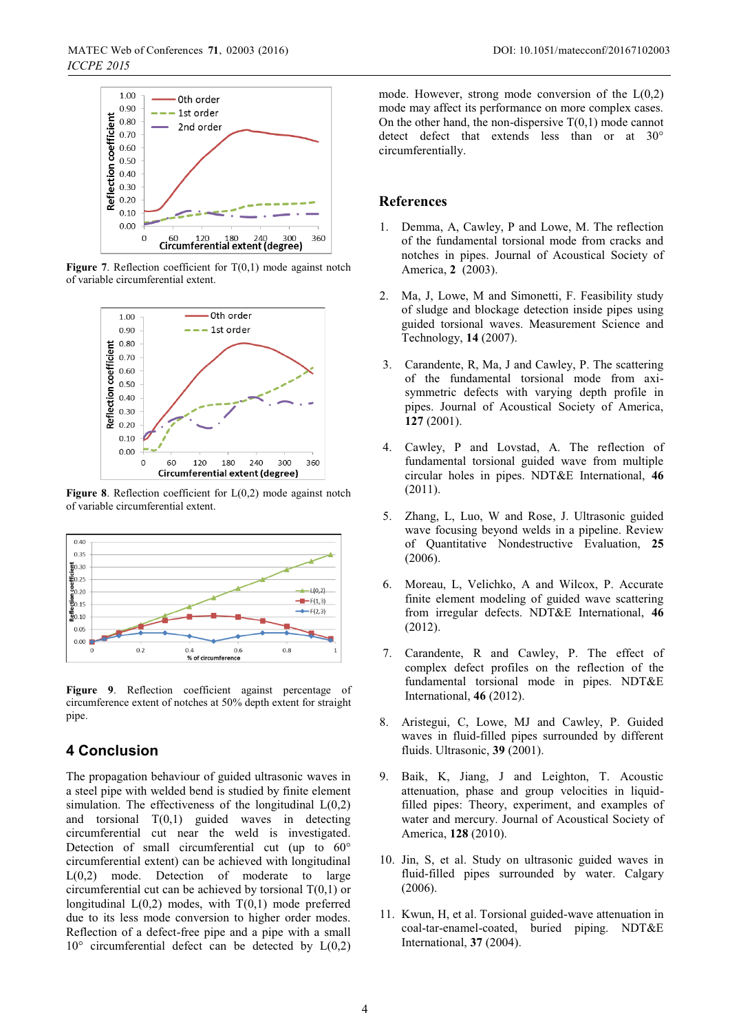**Figure 7**. Reflection coefficient for T(0,1) mode against notch of variable circumferential extent.

**Figure 8**. Reflection coefficient for L(0,2) mode against notch of variable circumferential extent.

**Figure 9**. Reflection coefficient against percentage of circumference extent of notches at 50% depth extent for straight pipe.

## 4 Conclusion

The propagation behaviour of guided ultrasonic waves in a steel pipe with welded bend is studied by finite element simulation. The effectiveness of the longitudinal L(0,2) and torsional T(0,1) guided waves in detecting circumferential cut near the weld is investigated. Detection of small circumferential cut (up to 60° circumferential extent) can be achieved with longitudinal L(0,2) mode. Detection of moderate to large circumferential cut can be achieved by torsional T(0,1) or longitudinal L(0,2) modes, with T(0,1) mode preferred due to its less mode conversion to higher order modes. Reflection of a defect-free pipe and a pipe with a small 10° circumferential defect can be detected by L(0,2) mode. However, strong mode conversion of the L(0,2) mode may affect its performance on more complex cases. On the other hand, the non-dispersive T(0,1) mode cannot detect defect that extends less than or at 30° circumferentially.

## References

1. Demma, A, Cawley, P and Lowe, M. The reflection of the fundamental torsional mode from cracks and notches in pipes. Journal of Acoustical Society of America, **2** (2003).
2. Ma, J, Lowe, M and Simonetti, F. Feasibility study of sludge and blockage detection inside pipes using guided torsional waves. Measurement Science and Technology, **14** (2007).
3. Carandente, R, Ma, J and Cawley, P. The scattering of the fundamental torsional mode from axi-symmetric defects with varying depth profile in pipes. Journal of Acoustical Society of America, **127** (2001).
4. Cawley, P and Lovstad, A. The reflection of fundamental torsional guided wave from multiple circular holes in pipes. NDT&E International, **46** (2011).
5. Zhang, L, Luo, W and Rose, J. Ultrasonic guided wave focusing beyond welds in a pipeline. Review of Quantitative Nondestructive Evaluation, **25** (2006).
6. Moreau, L, Velichko, A and Wilcox, P. Accurate finite element modeling of guided wave scattering from irregular defects. NDT&E International, **46** (2012).
7. Carandente, R and Cawley, P. The effect of complex defect profiles on the reflection of the fundamental torsional mode in pipes. NDT&E International, **46** (2012).
8. Aristegui, C, Lowe, MJ and Cawley, P. Guided waves in fluid-filled pipes surrounded by different fluids. Ultrasonic, **39** (2001).
9. Baik, K, Jiang, J and Leighton, T. Acoustic attenuation, phase and group velocities in liquid-filled pipes: Theory, experiment, and examples of water and mercury. Journal of Acoustical Society of America, **128** (2010).
10. Jin, S, et al. Study on ultrasonic guided waves in fluid-filled pipes surrounded by water. Calgary (2006).
11. Kwun, H, et al. Torsional guided-wave attenuation in coal-tar-enamel-coated, buried piping. NDT&E International, **37** (2004).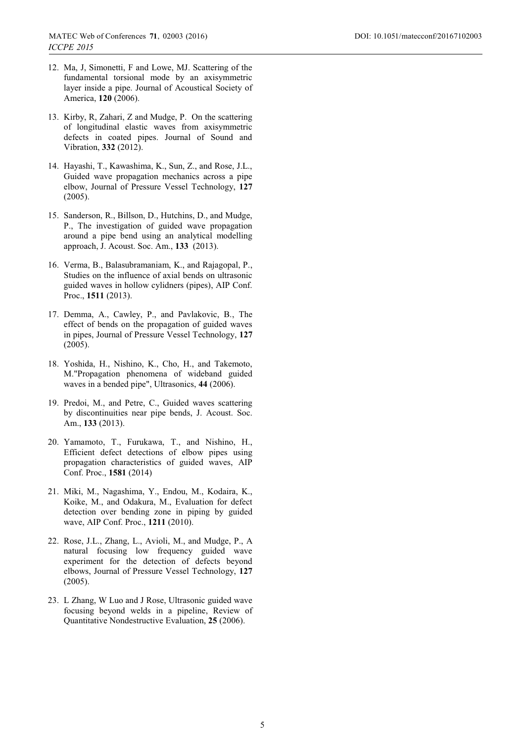12. Ma, J, Simonetti, F and Lowe, MJ. Scattering of the fundamental torsional mode by an axisymmetric layer inside a pipe. Journal of Acoustical Society of America, **120** (2006).

13. Kirby, R, Zahari, Z and Mudge, P. On the scattering of longitudinal elastic waves from axisymmetric defects in coated pipes. Journal of Sound and Vibration, **332** (2012).

14. Hayashi, T., Kawashima, K., Sun, Z., and Rose, J.L., Guided wave propagation mechanics across a pipe elbow, Journal of Pressure Vessel Technology, **127** (2005).

15. Sanderson, R., Billson, D., Hutchins, D., and Mudge, P., The investigation of guided wave propagation around a pipe bend using an analytical modelling approach, J. Acoust. Soc. Am., **133** (2013).

16. Verma, B., Balasubramaniam, K., and Rajagopal, P., Studies on the influence of axial bends on ultrasonic guided waves in hollow cylidners (pipes), AIP Conf. Proc., **1511** (2013).

17. Demma, A., Cawley, P., and Pavlakovic, B., The effect of bends on the propagation of guided waves in pipes, Journal of Pressure Vessel Technology, **127** (2005).

18. Yoshida, H., Nishino, K., Cho, H., and Takemoto, M."Propagation phenomena of wideband guided waves in a bended pipe", Ultrasonics, **44** (2006).

19. Predoi, M., and Petre, C., Guided waves scattering by discontinuities near pipe bends, J. Acoust. Soc. Am., **133** (2013).

20. Yamamoto, T., Furukawa, T., and Nishino, H., Efficient defect detections of elbow pipes using propagation characteristics of guided waves, AIP Conf. Proc., **1581** (2014)

21. Miki, M., Nagashima, Y., Endou, M., Kodaira, K., Koike, M., and Odakura, M., Evaluation for defect detection over bending zone in piping by guided wave, AIP Conf. Proc., **1211** (2010).

22. Rose, J.L., Zhang, L., Avioli, M., and Mudge, P., A natural focusing low frequency guided wave experiment for the detection of defects beyond elbows, Journal of Pressure Vessel Technology, **127** (2005).

23. L Zhang, W Luo and J Rose, Ultrasonic guided wave focusing beyond welds in a pipeline, Review of Quantitative Nondestructive Evaluation, **25** (2006).